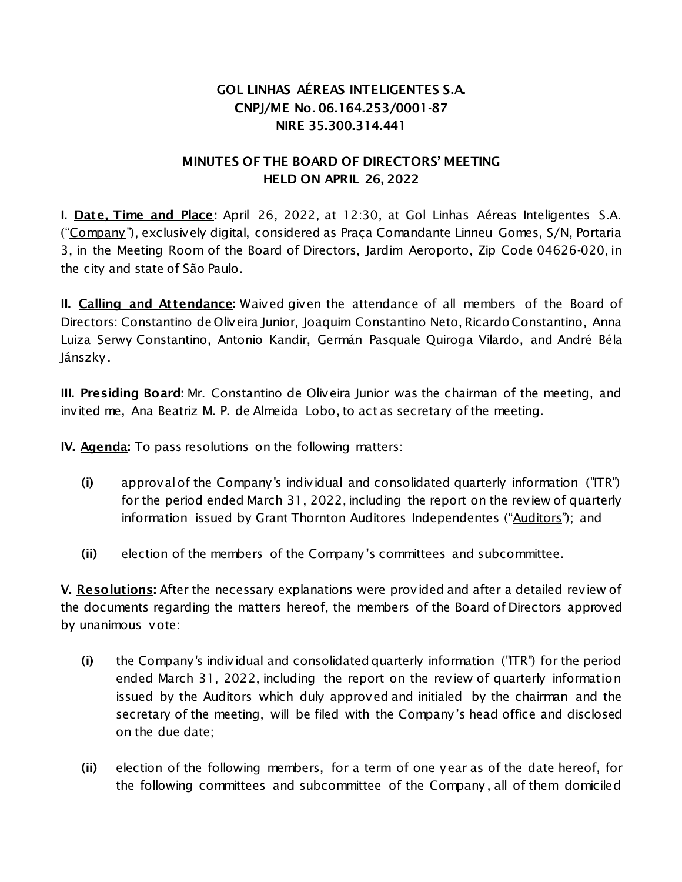**GOL LINHAS AÉREAS INTELIGENTES S.A.**
**CNPJ/ME No. 06.164.253/0001-87**
**NIRE 35.300.314.441**

**MINUTES OF THE BOARD OF DIRECTORS' MEETING**
**HELD ON APRIL 26, 2022**

**I. <u>Date, Time and Place</u>:** April 26, 2022, at 12:30, at Gol Linhas Aéreas Inteligentes S.A. ("<u>Company</u>"), exclusively digital, considered as Praça Comandante Linneu Gomes, S/N, Portaria 3, in the Meeting Room of the Board of Directors, Jardim Aeroporto, Zip Code 04626-020, in the city and state of São Paulo.

**II. <u>Calling and Attendance</u>:** Waived given the attendance of all members of the Board of Directors: Constantino de Oliveira Junior, Joaquim Constantino Neto, Ricardo Constantino, Anna Luiza Serwy Constantino, Antonio Kandir, Germán Pasquale Quiroga Vilardo, and André Béla Jánszky.

**III. <u>Presiding Board</u>:** Mr. Constantino de Oliveira Junior was the chairman of the meeting, and invited me, Ana Beatriz M. P. de Almeida Lobo, to act as secretary of the meeting.

**IV. <u>Agenda</u>:** To pass resolutions on the following matters:

**(i)** approval of the Company's individual and consolidated quarterly information ("ITR") for the period ended March 31, 2022, including the report on the review of quarterly information issued by Grant Thornton Auditores Independentes ("<u>Auditors</u>"); and

**(ii)** election of the members of the Company's committees and subcommittee.

**V. <u>Resolutions</u>:** After the necessary explanations were provided and after a detailed review of the documents regarding the matters hereof, the members of the Board of Directors approved by unanimous vote:

**(i)** the Company's individual and consolidated quarterly information ("ITR") for the period ended March 31, 2022, including the report on the review of quarterly information issued by the Auditors which duly approved and initialed by the chairman and the secretary of the meeting, will be filed with the Company's head office and disclosed on the due date;

**(ii)** election of the following members, for a term of one year as of the date hereof, for the following committees and subcommittee of the Company, all of them domiciled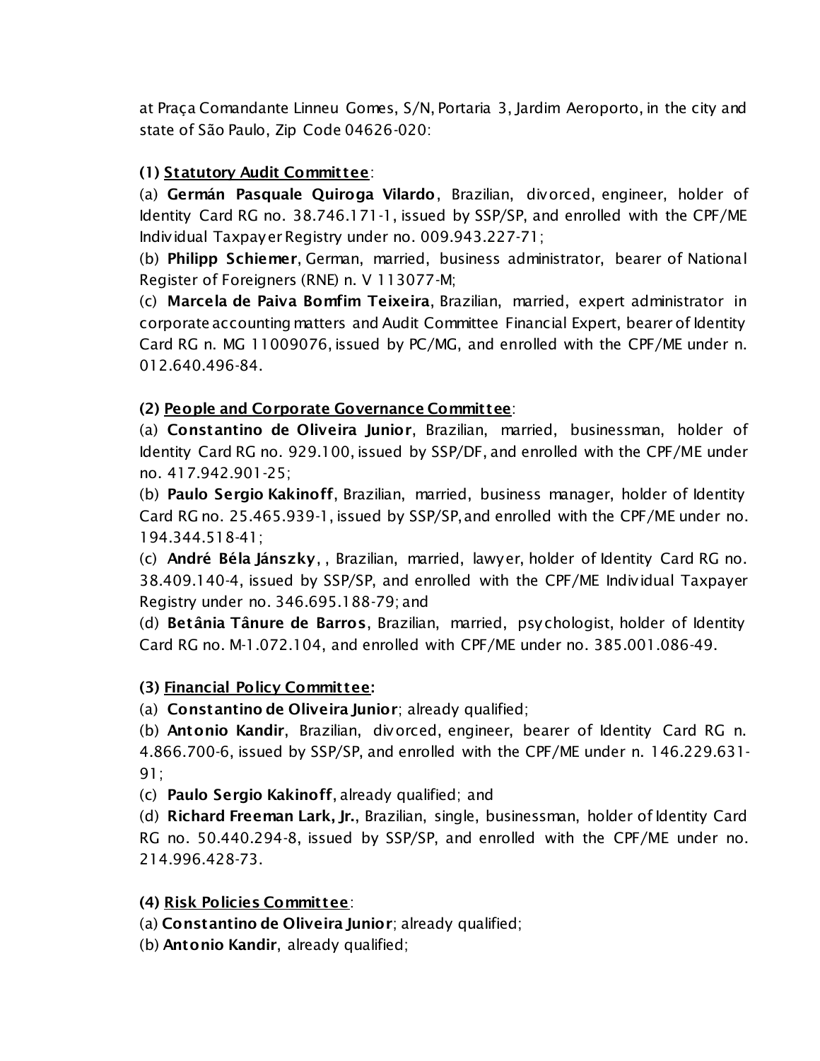at Praça Comandante Linneu Gomes, S/N, Portaria 3, Jardim Aeroporto, in the city and state of São Paulo, Zip Code 04626-020:

**(1) <u>Statutory Audit Committee</u>**:

(a) **Germán Pasquale Quiroga Vilardo**, Brazilian, divorced, engineer, holder of Identity Card RG no. 38.746.171-1, issued by SSP/SP, and enrolled with the CPF/ME Individual Taxpayer Registry under no. 009.943.227-71;

(b) **Philipp Schiemer**, German, married, business administrator, bearer of National Register of Foreigners (RNE) n. V 113077-M;

(c) **Marcela de Paiva Bomfim Teixeira**, Brazilian, married, expert administrator in corporate accounting matters and Audit Committee Financial Expert, bearer of Identity Card RG n. MG 11009076, issued by PC/MG, and enrolled with the CPF/ME under n. 012.640.496-84.

**(2) <u>People and Corporate Governance Committee</u>**:

(a) **Constantino de Oliveira Junior**, Brazilian, married, businessman, holder of Identity Card RG no. 929.100, issued by SSP/DF, and enrolled with the CPF/ME under no. 417.942.901-25;

(b) **Paulo Sergio Kakinoff**, Brazilian, married, business manager, holder of Identity Card RG no. 25.465.939-1, issued by SSP/SP, and enrolled with the CPF/ME under no. 194.344.518-41;

(c) **André Béla Jánszky**, , Brazilian, married, lawyer, holder of Identity Card RG no. 38.409.140-4, issued by SSP/SP, and enrolled with the CPF/ME Individual Taxpayer Registry under no. 346.695.188-79; and

(d) **Betânia Tânure de Barros**, Brazilian, married, psychologist, holder of Identity Card RG no. M-1.072.104, and enrolled with CPF/ME under no. 385.001.086-49.

**(3) <u>Financial Policy Committee</u>:**

(a) **Constantino de Oliveira Junior**; already qualified;

(b) **Antonio Kandir**, Brazilian, divorced, engineer, bearer of Identity Card RG n. 4.866.700-6, issued by SSP/SP, and enrolled with the CPF/ME under n. 146.229.631-91;

(c) **Paulo Sergio Kakinoff**, already qualified; and

(d) **Richard Freeman Lark, Jr.**, Brazilian, single, businessman, holder of Identity Card RG no. 50.440.294-8, issued by SSP/SP, and enrolled with the CPF/ME under no. 214.996.428-73.

**(4) <u>Risk Policies Committee</u>**:

(a) **Constantino de Oliveira Junior**; already qualified;

(b) **Antonio Kandir**, already qualified;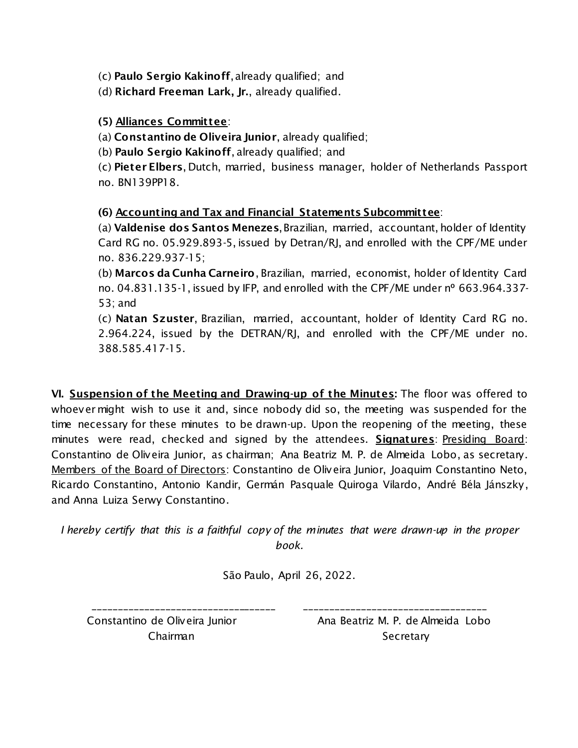(c) **Paulo Sergio Kakinoff**, already qualified; and
(d) **Richard Freeman Lark, Jr.**, already qualified.

**(5)** **<u>Alliances Committee</u>**:
(a) **Constantino de Oliveira Junior**, already qualified;
(b) **Paulo Sergio Kakinoff**, already qualified; and
(c) **Pieter Elbers**, Dutch, married, business manager, holder of Netherlands Passport no. BN139PP18.

**(6)** **<u>Accounting and Tax and Financial Statements Subcommittee</u>**:
(a) **Valdenise dos Santos Menezes**, Brazilian, married, accountant, holder of Identity Card RG no. 05.929.893-5, issued by Detran/RJ, and enrolled with the CPF/ME under no. 836.229.937-15;
(b) **Marcos da Cunha Carneiro**, Brazilian, married, economist, holder of Identity Card no. 04.831.135-1, issued by IFP, and enrolled with the CPF/ME under nº 663.964.337-53; and
(c) **Natan Szuster**, Brazilian, married, accountant, holder of Identity Card RG no. 2.964.224, issued by the DETRAN/RJ, and enrolled with the CPF/ME under no. 388.585.417-15.

**VI.** **<u>Suspension of the Meeting and Drawing-up of the Minutes</u>:** The floor was offered to whoever might wish to use it and, since nobody did so, the meeting was suspended for the time necessary for these minutes to be drawn-up. Upon the reopening of the meeting, these minutes were read, checked and signed by the attendees. **<u>Signatures</u>**: <u>Presiding Board</u>: Constantino de Oliveira Junior, as chairman; Ana Beatriz M. P. de Almeida Lobo, as secretary. <u>Members of the Board of Directors</u>: Constantino de Oliveira Junior, Joaquim Constantino Neto, Ricardo Constantino, Antonio Kandir, Germán Pasquale Quiroga Vilardo, André Béla Jánszky, and Anna Luiza Serwy Constantino.

*I hereby certify that this is a faithful copy of the minutes that were drawn-up in the proper book.*

São Paulo, April 26, 2022.

| | |
|---|---|
| ___________________________________ | ___________________________________ |
| Constantino de Oliveira Junior | Ana Beatriz M. P. de Almeida Lobo |
| Chairman | Secretary |